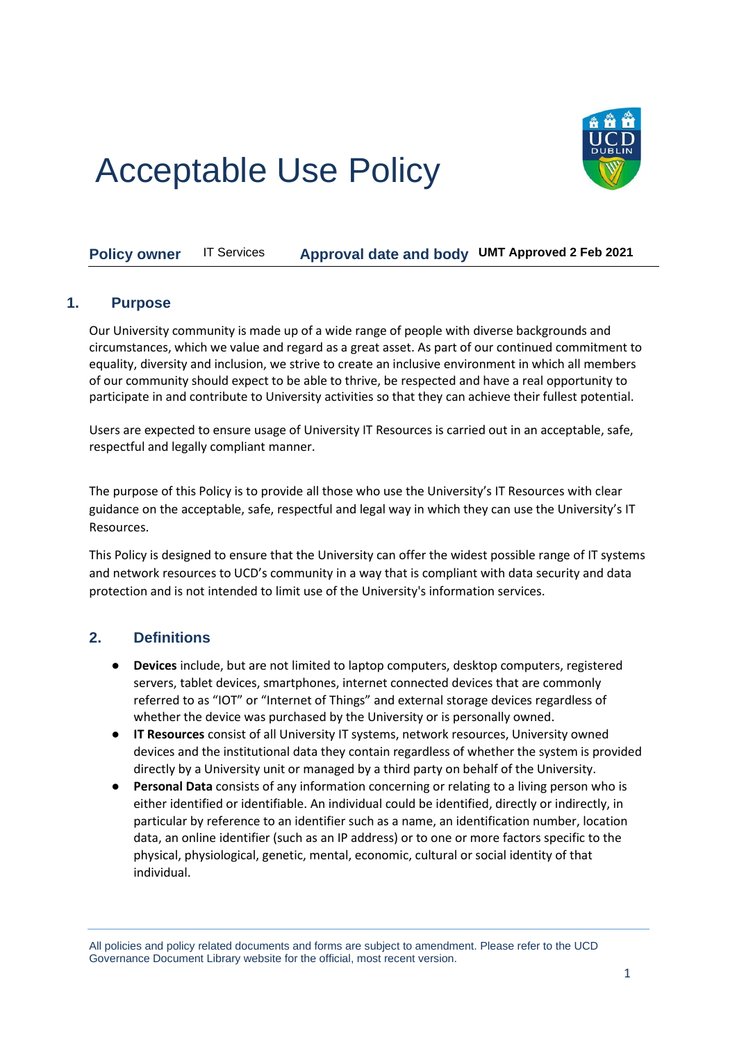# Acceptable Use Policy

**Policy owner** IT Services **Approval date and body** **UMT Approved 2 Feb 2021**

## 1. Purpose

Our University community is made up of a wide range of people with diverse backgrounds and circumstances, which we value and regard as a great asset. As part of our continued commitment to equality, diversity and inclusion, we strive to create an inclusive environment in which all members of our community should expect to be able to thrive, be respected and have a real opportunity to participate in and contribute to University activities so that they can achieve their fullest potential.

Users are expected to ensure usage of University IT Resources is carried out in an acceptable, safe, respectful and legally compliant manner.

The purpose of this Policy is to provide all those who use the University's IT Resources with clear guidance on the acceptable, safe, respectful and legal way in which they can use the University's IT Resources.

This Policy is designed to ensure that the University can offer the widest possible range of IT systems and network resources to UCD's community in a way that is compliant with data security and data protection and is not intended to limit use of the University's information services.

## 2. Definitions

- **Devices** include, but are not limited to laptop computers, desktop computers, registered servers, tablet devices, smartphones, internet connected devices that are commonly referred to as "IOT" or "Internet of Things" and external storage devices regardless of whether the device was purchased by the University or is personally owned.
- **IT Resources** consist of all University IT systems, network resources, University owned devices and the institutional data they contain regardless of whether the system is provided directly by a University unit or managed by a third party on behalf of the University.
- **Personal Data** consists of any information concerning or relating to a living person who is either identified or identifiable. An individual could be identified, directly or indirectly, in particular by reference to an identifier such as a name, an identification number, location data, an online identifier (such as an IP address) or to one or more factors specific to the physical, physiological, genetic, mental, economic, cultural or social identity of that individual.

All policies and policy related documents and forms are subject to amendment. Please refer to the UCD Governance Document Library website for the official, most recent version.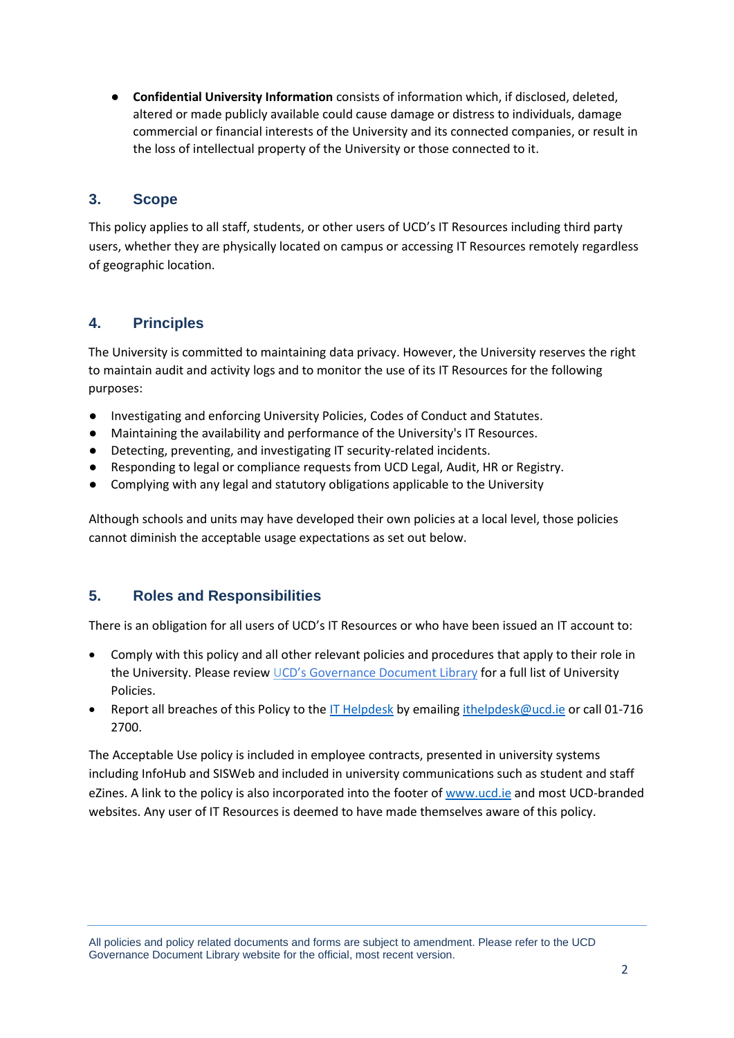- **Confidential University Information** consists of information which, if disclosed, deleted, altered or made publicly available could cause damage or distress to individuals, damage commercial or financial interests of the University and its connected companies, or result in the loss of intellectual property of the University or those connected to it.

## 3. Scope

This policy applies to all staff, students, or other users of UCD's IT Resources including third party users, whether they are physically located on campus or accessing IT Resources remotely regardless of geographic location.

## 4. Principles

The University is committed to maintaining data privacy. However, the University reserves the right to maintain audit and activity logs and to monitor the use of its IT Resources for the following purposes:

- Investigating and enforcing University Policies, Codes of Conduct and Statutes.
- Maintaining the availability and performance of the University's IT Resources.
- Detecting, preventing, and investigating IT security-related incidents.
- Responding to legal or compliance requests from UCD Legal, Audit, HR or Registry.
- Complying with any legal and statutory obligations applicable to the University

Although schools and units may have developed their own policies at a local level, those policies cannot diminish the acceptable usage expectations as set out below.

## 5. Roles and Responsibilities

There is an obligation for all users of UCD's IT Resources or who have been issued an IT account to:

- Comply with this policy and all other relevant policies and procedures that apply to their role in the University. Please review UCD's Governance Document Library for a full list of University Policies.
- Report all breaches of this Policy to the IT Helpdesk by emailing ithelpdesk@ucd.ie or call 01-716 2700.

The Acceptable Use policy is included in employee contracts, presented in university systems including InfoHub and SISWeb and included in university communications such as student and staff eZines. A link to the policy is also incorporated into the footer of www.ucd.ie and most UCD-branded websites. Any user of IT Resources is deemed to have made themselves aware of this policy.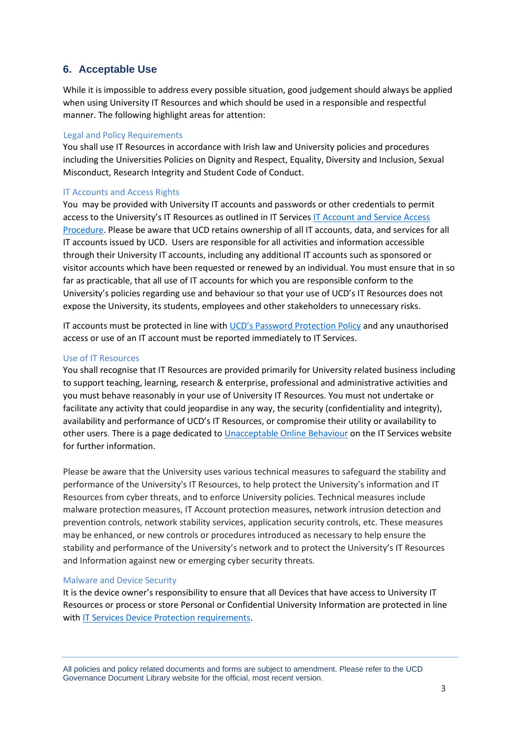## 6. Acceptable Use

While it is impossible to address every possible situation, good judgement should always be applied when using University IT Resources and which should be used in a responsible and respectful manner. The following highlight areas for attention:

### Legal and Policy Requirements

You shall use IT Resources in accordance with Irish law and University policies and procedures including the Universities Policies on Dignity and Respect, Equality, Diversity and Inclusion, Sexual Misconduct, Research Integrity and Student Code of Conduct.

### IT Accounts and Access Rights

You may be provided with University IT accounts and passwords or other credentials to permit access to the University's IT Resources as outlined in IT Services IT Account and Service Access Procedure. Please be aware that UCD retains ownership of all IT accounts, data, and services for all IT accounts issued by UCD. Users are responsible for all activities and information accessible through their University IT accounts, including any additional IT accounts such as sponsored or visitor accounts which have been requested or renewed by an individual. You must ensure that in so far as practicable, that all use of IT accounts for which you are responsible conform to the University's policies regarding use and behaviour so that your use of UCD's IT Resources does not expose the University, its students, employees and other stakeholders to unnecessary risks.

IT accounts must be protected in line with UCD's Password Protection Policy and any unauthorised access or use of an IT account must be reported immediately to IT Services.

### Use of IT Resources

You shall recognise that IT Resources are provided primarily for University related business including to support teaching, learning, research & enterprise, professional and administrative activities and you must behave reasonably in your use of University IT Resources. You must not undertake or facilitate any activity that could jeopardise in any way, the security (confidentiality and integrity), availability and performance of UCD's IT Resources, or compromise their utility or availability to other users. There is a page dedicated to Unacceptable Online Behaviour on the IT Services website for further information.

Please be aware that the University uses various technical measures to safeguard the stability and performance of the University's IT Resources, to help protect the University's information and IT Resources from cyber threats, and to enforce University policies. Technical measures include malware protection measures, IT Account protection measures, network intrusion detection and prevention controls, network stability services, application security controls, etc. These measures may be enhanced, or new controls or procedures introduced as necessary to help ensure the stability and performance of the University's network and to protect the University's IT Resources and Information against new or emerging cyber security threats.

### Malware and Device Security

It is the device owner's responsibility to ensure that all Devices that have access to University IT Resources or process or store Personal or Confidential University Information are protected in line with IT Services Device Protection requirements.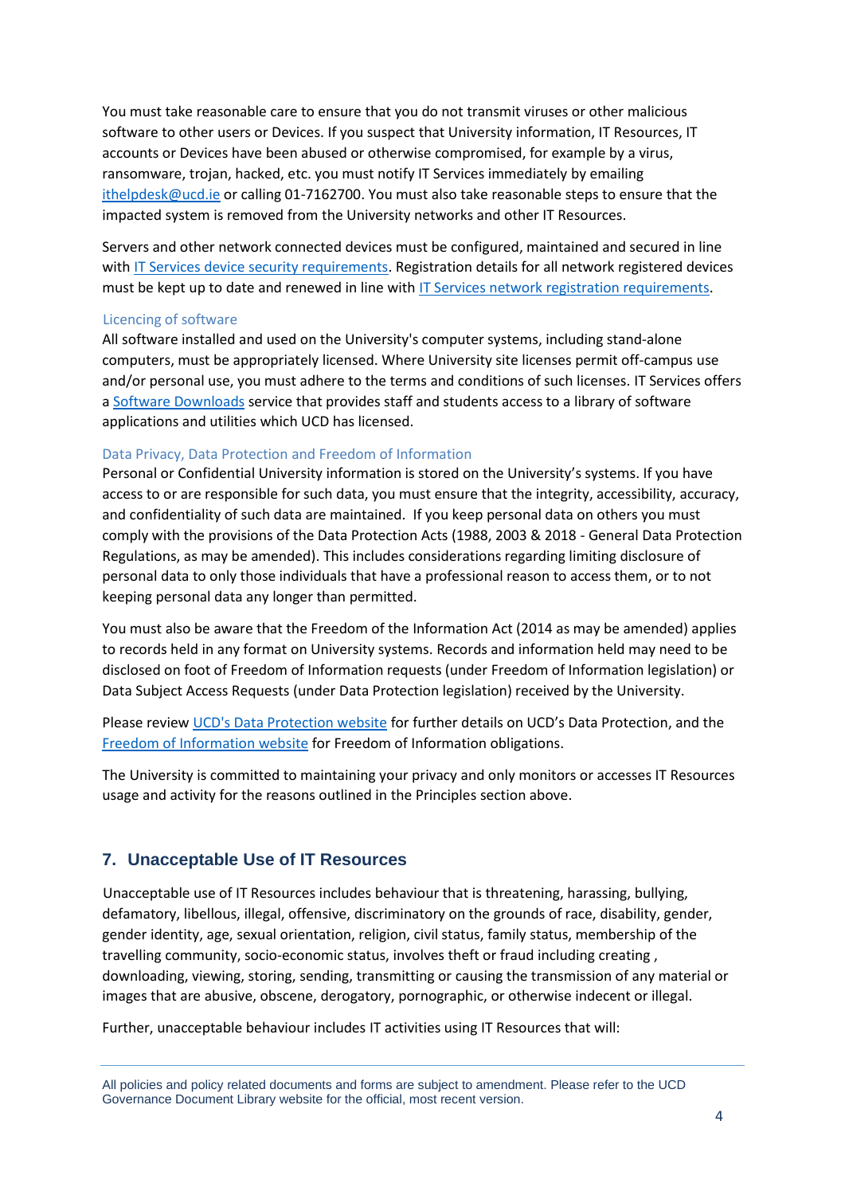You must take reasonable care to ensure that you do not transmit viruses or other malicious software to other users or Devices. If you suspect that University information, IT Resources, IT accounts or Devices have been abused or otherwise compromised, for example by a virus, ransomware, trojan, hacked, etc. you must notify IT Services immediately by emailing [ithelpdesk@ucd.ie](mailto:ithelpdesk@ucd.ie) or calling 01-7162700. You must also take reasonable steps to ensure that the impacted system is removed from the University networks and other IT Resources.

Servers and other network connected devices must be configured, maintained and secured in line with IT Services device security requirements. Registration details for all network registered devices must be kept up to date and renewed in line with IT Services network registration requirements.

#### Licencing of software

All software installed and used on the University's computer systems, including stand-alone computers, must be appropriately licensed. Where University site licenses permit off-campus use and/or personal use, you must adhere to the terms and conditions of such licenses. IT Services offers a Software Downloads service that provides staff and students access to a library of software applications and utilities which UCD has licensed.

#### Data Privacy, Data Protection and Freedom of Information

Personal or Confidential University information is stored on the University's systems. If you have access to or are responsible for such data, you must ensure that the integrity, accessibility, accuracy, and confidentiality of such data are maintained. If you keep personal data on others you must comply with the provisions of the Data Protection Acts (1988, 2003 & 2018 - General Data Protection Regulations, as may be amended). This includes considerations regarding limiting disclosure of personal data to only those individuals that have a professional reason to access them, or to not keeping personal data any longer than permitted.

You must also be aware that the Freedom of the Information Act (2014 as may be amended) applies to records held in any format on University systems. Records and information held may need to be disclosed on foot of Freedom of Information requests (under Freedom of Information legislation) or Data Subject Access Requests (under Data Protection legislation) received by the University.

Please review UCD's Data Protection website for further details on UCD's Data Protection, and the Freedom of Information website for Freedom of Information obligations.

The University is committed to maintaining your privacy and only monitors or accesses IT Resources usage and activity for the reasons outlined in the Principles section above.

## 7. Unacceptable Use of IT Resources

Unacceptable use of IT Resources includes behaviour that is threatening, harassing, bullying, defamatory, libellous, illegal, offensive, discriminatory on the grounds of race, disability, gender, gender identity, age, sexual orientation, religion, civil status, family status, membership of the travelling community, socio-economic status, involves theft or fraud including creating , downloading, viewing, storing, sending, transmitting or causing the transmission of any material or images that are abusive, obscene, derogatory, pornographic, or otherwise indecent or illegal.

Further, unacceptable behaviour includes IT activities using IT Resources that will:

All policies and policy related documents and forms are subject to amendment. Please refer to the UCD Governance Document Library website for the official, most recent version.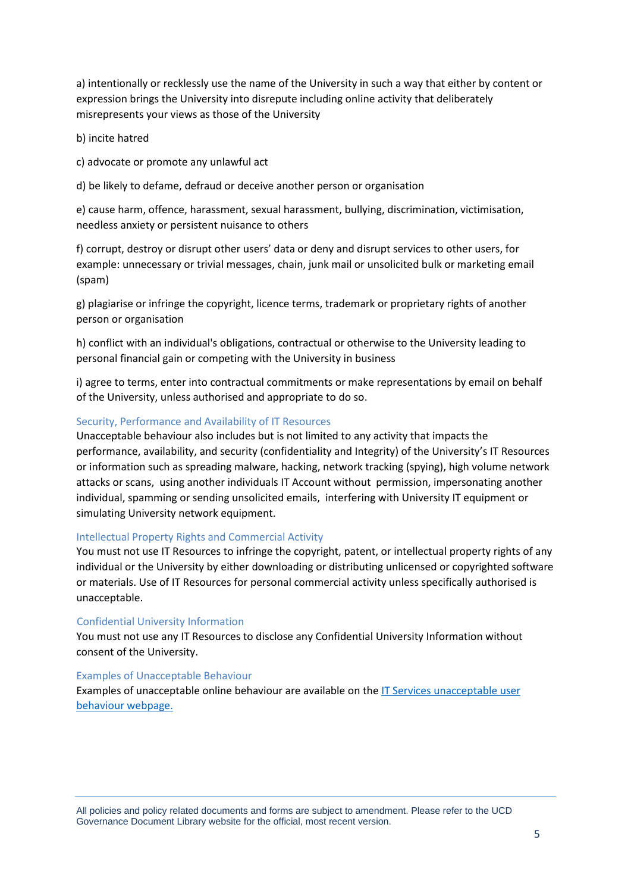a) intentionally or recklessly use the name of the University in such a way that either by content or expression brings the University into disrepute including online activity that deliberately misrepresents your views as those of the University

b) incite hatred

c) advocate or promote any unlawful act

d) be likely to defame, defraud or deceive another person or organisation

e) cause harm, offence, harassment, sexual harassment, bullying, discrimination, victimisation, needless anxiety or persistent nuisance to others

f) corrupt, destroy or disrupt other users' data or deny and disrupt services to other users, for example: unnecessary or trivial messages, chain, junk mail or unsolicited bulk or marketing email (spam)

g) plagiarise or infringe the copyright, licence terms, trademark or proprietary rights of another person or organisation

h) conflict with an individual's obligations, contractual or otherwise to the University leading to personal financial gain or competing with the University in business

i) agree to terms, enter into contractual commitments or make representations by email on behalf of the University, unless authorised and appropriate to do so.

### Security, Performance and Availability of IT Resources

Unacceptable behaviour also includes but is not limited to any activity that impacts the performance, availability, and security (confidentiality and Integrity) of the University's IT Resources or information such as spreading malware, hacking, network tracking (spying), high volume network attacks or scans, using another individuals IT Account without permission, impersonating another individual, spamming or sending unsolicited emails, interfering with University IT equipment or simulating University network equipment.

### Intellectual Property Rights and Commercial Activity

You must not use IT Resources to infringe the copyright, patent, or intellectual property rights of any individual or the University by either downloading or distributing unlicensed or copyrighted software or materials. Use of IT Resources for personal commercial activity unless specifically authorised is unacceptable.

### Confidential University Information

You must not use any IT Resources to disclose any Confidential University Information without consent of the University.

### Examples of Unacceptable Behaviour

Examples of unacceptable online behaviour are available on the [IT Services unacceptable user behaviour webpage.]()

All policies and policy related documents and forms are subject to amendment. Please refer to the UCD Governance Document Library website for the official, most recent version.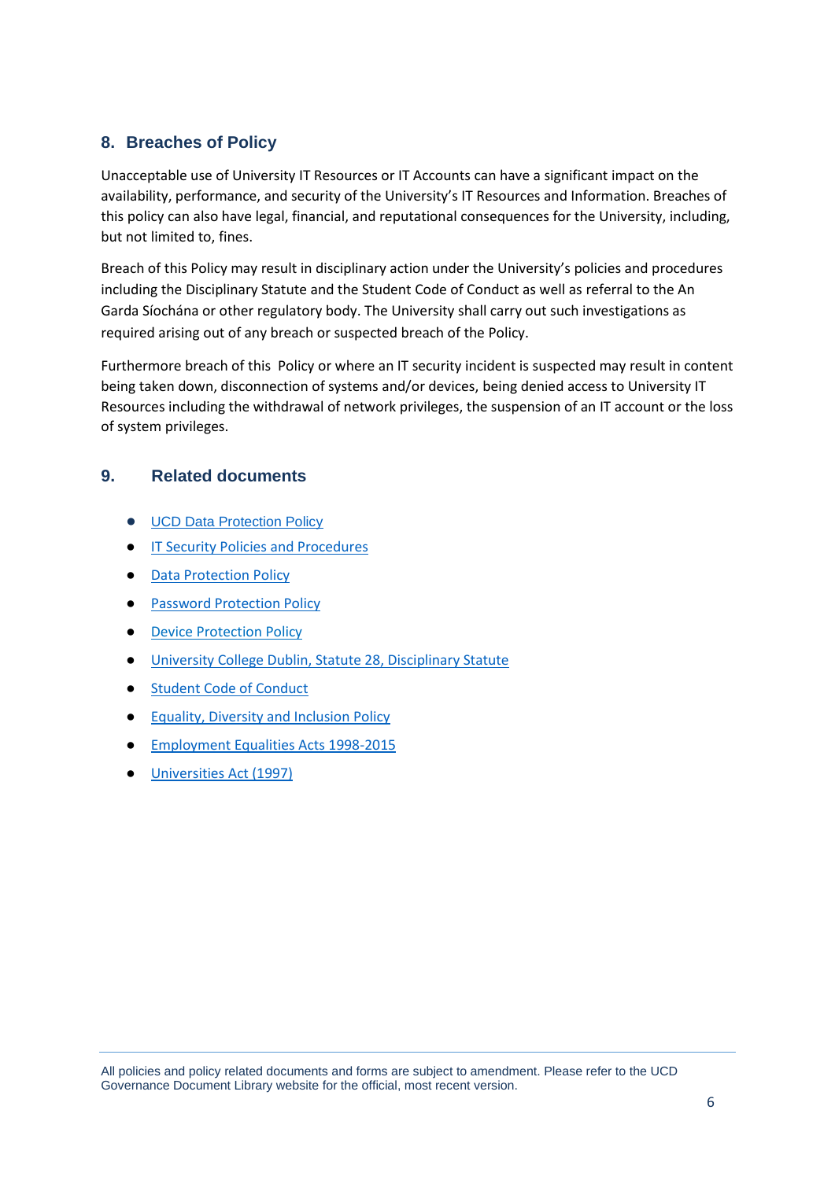## 8. Breaches of Policy

Unacceptable use of University IT Resources or IT Accounts can have a significant impact on the availability, performance, and security of the University's IT Resources and Information. Breaches of this policy can also have legal, financial, and reputational consequences for the University, including, but not limited to, fines.

Breach of this Policy may result in disciplinary action under the University's policies and procedures including the Disciplinary Statute and the Student Code of Conduct as well as referral to the An Garda Síochána or other regulatory body. The University shall carry out such investigations as required arising out of any breach or suspected breach of the Policy.

Furthermore breach of this Policy or where an IT security incident is suspected may result in content being taken down, disconnection of systems and/or devices, being denied access to University IT Resources including the withdrawal of network privileges, the suspension of an IT account or the loss of system privileges.

## 9. Related documents

- UCD Data Protection Policy
- IT Security Policies and Procedures
- Data Protection Policy
- Password Protection Policy
- Device Protection Policy
- University College Dublin, Statute 28, Disciplinary Statute
- Student Code of Conduct
- Equality, Diversity and Inclusion Policy
- Employment Equalities Acts 1998-2015
- Universities Act (1997)

All policies and policy related documents and forms are subject to amendment. Please refer to the UCD Governance Document Library website for the official, most recent version.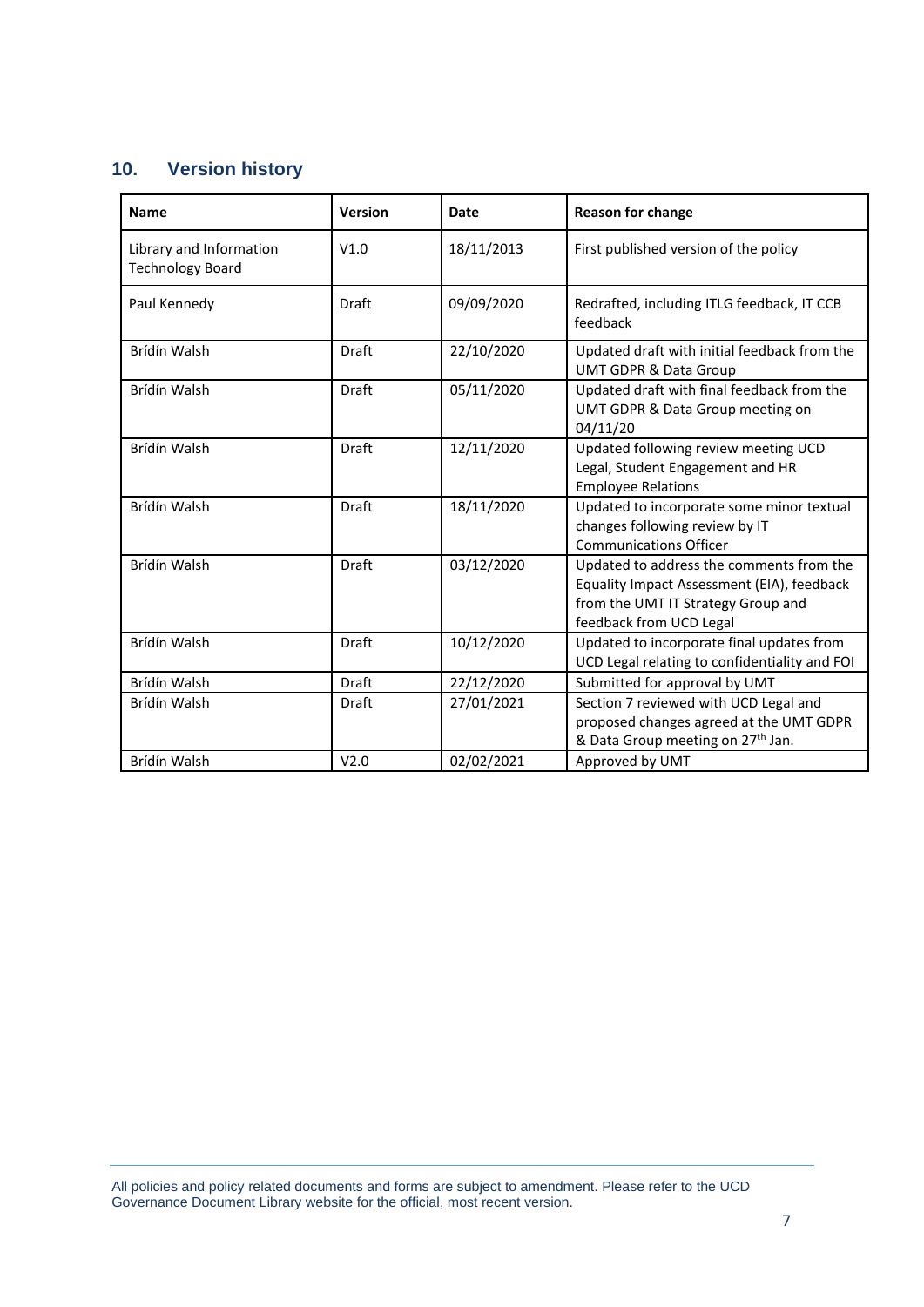## 10. Version history

| Name | Version | Date | Reason for change |
|---|---|---|---|
| Library and Information Technology Board | V1.0 | 18/11/2013 | First published version of the policy |
| Paul Kennedy | Draft | 09/09/2020 | Redrafted, including ITLG feedback, IT CCB feedback |
| Brídín Walsh | Draft | 22/10/2020 | Updated draft with initial feedback from the UMT GDPR & Data Group |
| Brídín Walsh | Draft | 05/11/2020 | Updated draft with final feedback from the UMT GDPR & Data Group meeting on 04/11/20 |
| Brídín Walsh | Draft | 12/11/2020 | Updated following review meeting UCD Legal, Student Engagement and HR Employee Relations |
| Brídín Walsh | Draft | 18/11/2020 | Updated to incorporate some minor textual changes following review by IT Communications Officer |
| Brídín Walsh | Draft | 03/12/2020 | Updated to address the comments from the Equality Impact Assessment (EIA), feedback from the UMT IT Strategy Group and feedback from UCD Legal |
| Brídín Walsh | Draft | 10/12/2020 | Updated to incorporate final updates from UCD Legal relating to confidentiality and FOI |
| Brídín Walsh | Draft | 22/12/2020 | Submitted for approval by UMT |
| Brídín Walsh | Draft | 27/01/2021 | Section 7 reviewed with UCD Legal and proposed changes agreed at the UMT GDPR & Data Group meeting on 27th Jan. |
| Brídín Walsh | V2.0 | 02/02/2021 | Approved by UMT |

All policies and policy related documents and forms are subject to amendment. Please refer to the UCD Governance Document Library website for the official, most recent version.